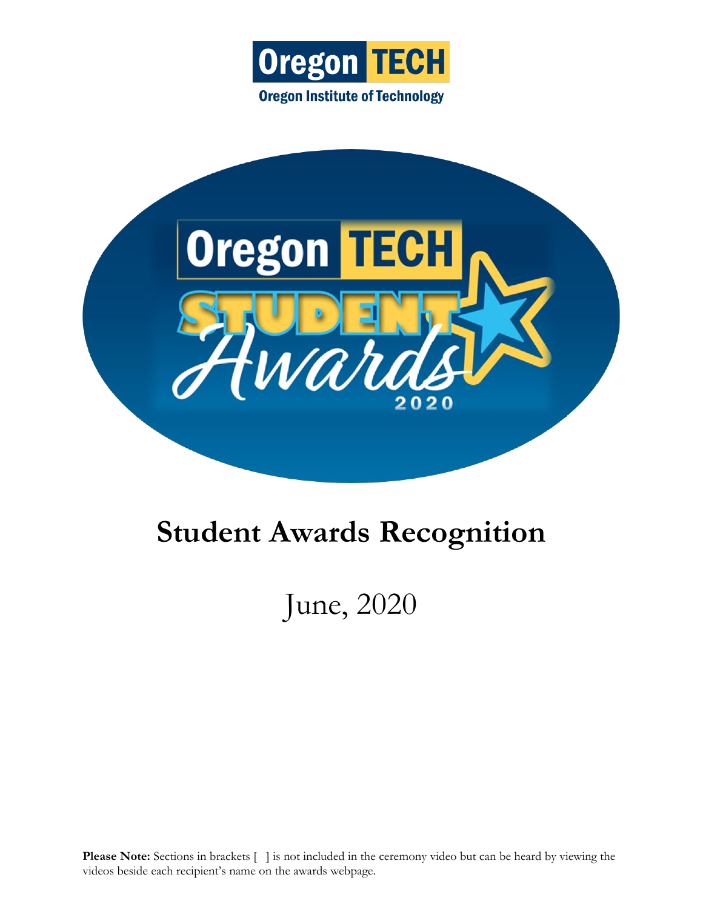Oregon TECH

Oregon Institute of Technology

Oregon TECH STUDENT Awards 2020

# Student Awards Recognition

June, 2020

**Please Note:** Sections in brackets [ ] is not included in the ceremony video but can be heard by viewing the videos beside each recipient's name on the awards webpage.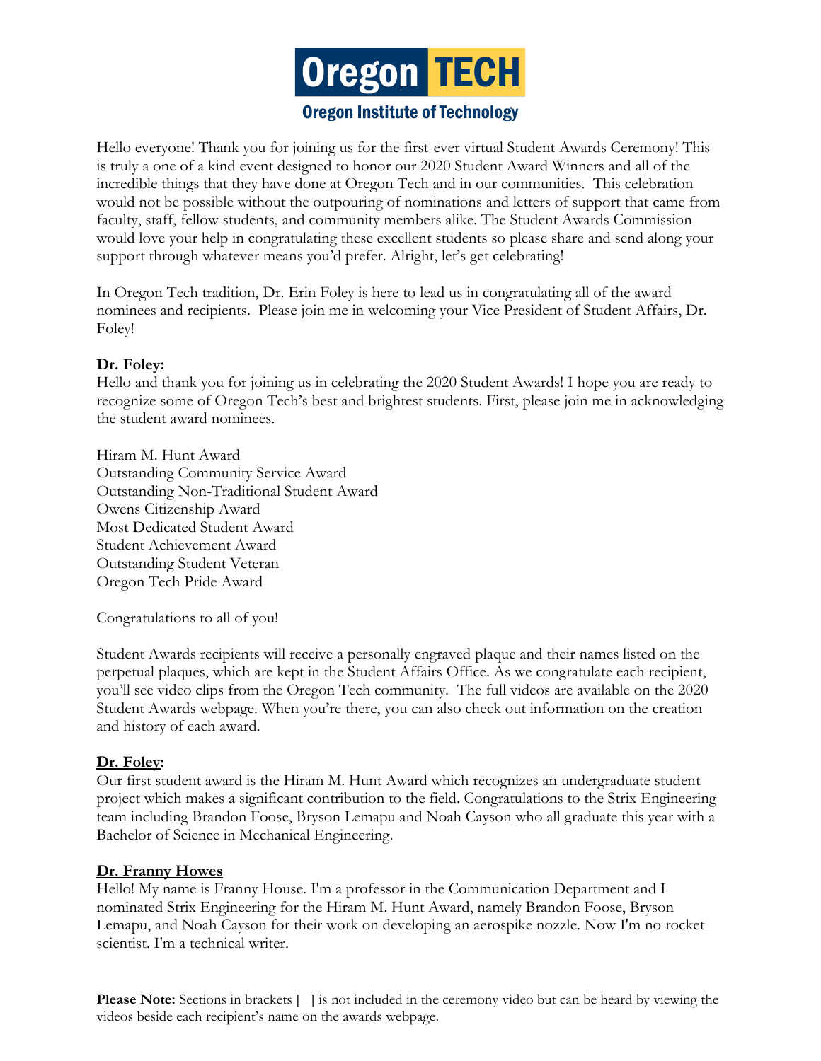# Oregon TECH

**Oregon Institute of Technology**

Hello everyone! Thank you for joining us for the first-ever virtual Student Awards Ceremony! This is truly a one of a kind event designed to honor our 2020 Student Award Winners and all of the incredible things that they have done at Oregon Tech and in our communities. This celebration would not be possible without the outpouring of nominations and letters of support that came from faculty, staff, fellow students, and community members alike. The Student Awards Commission would love your help in congratulating these excellent students so please share and send along your support through whatever means you'd prefer. Alright, let's get celebrating!

In Oregon Tech tradition, Dr. Erin Foley is here to lead us in congratulating all of the award nominees and recipients. Please join me in welcoming your Vice President of Student Affairs, Dr. Foley!

**Dr. Foley:**
Hello and thank you for joining us in celebrating the 2020 Student Awards! I hope you are ready to recognize some of Oregon Tech's best and brightest students. First, please join me in acknowledging the student award nominees.

Hiram M. Hunt Award
Outstanding Community Service Award
Outstanding Non-Traditional Student Award
Owens Citizenship Award
Most Dedicated Student Award
Student Achievement Award
Outstanding Student Veteran
Oregon Tech Pride Award

Congratulations to all of you!

Student Awards recipients will receive a personally engraved plaque and their names listed on the perpetual plaques, which are kept in the Student Affairs Office. As we congratulate each recipient, you'll see video clips from the Oregon Tech community. The full videos are available on the 2020 Student Awards webpage. When you're there, you can also check out information on the creation and history of each award.

**Dr. Foley:**
Our first student award is the Hiram M. Hunt Award which recognizes an undergraduate student project which makes a significant contribution to the field. Congratulations to the Strix Engineering team including Brandon Foose, Bryson Lemapu and Noah Cayson who all graduate this year with a Bachelor of Science in Mechanical Engineering.

**Dr. Franny Howes**
Hello! My name is Franny House. I'm a professor in the Communication Department and I nominated Strix Engineering for the Hiram M. Hunt Award, namely Brandon Foose, Bryson Lemapu, and Noah Cayson for their work on developing an aerospike nozzle. Now I'm no rocket scientist. I'm a technical writer.

**Please Note:** Sections in brackets [ ] is not included in the ceremony video but can be heard by viewing the videos beside each recipient's name on the awards webpage.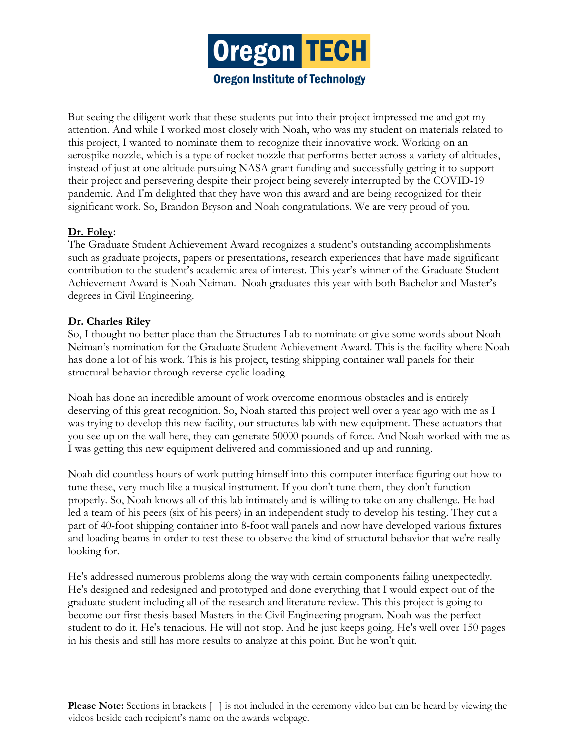But seeing the diligent work that these students put into their project impressed me and got my attention. And while I worked most closely with Noah, who was my student on materials related to this project, I wanted to nominate them to recognize their innovative work. Working on an aerospike nozzle, which is a type of rocket nozzle that performs better across a variety of altitudes, instead of just at one altitude pursuing NASA grant funding and successfully getting it to support their project and persevering despite their project being severely interrupted by the COVID-19 pandemic. And I'm delighted that they have won this award and are being recognized for their significant work. So, Brandon Bryson and Noah congratulations. We are very proud of you.

**Dr. Foley:**

The Graduate Student Achievement Award recognizes a student's outstanding accomplishments such as graduate projects, papers or presentations, research experiences that have made significant contribution to the student's academic area of interest. This year's winner of the Graduate Student Achievement Award is Noah Neiman. Noah graduates this year with both Bachelor and Master's degrees in Civil Engineering.

**Dr. Charles Riley**

So, I thought no better place than the Structures Lab to nominate or give some words about Noah Neiman's nomination for the Graduate Student Achievement Award. This is the facility where Noah has done a lot of his work. This is his project, testing shipping container wall panels for their structural behavior through reverse cyclic loading.

Noah has done an incredible amount of work overcome enormous obstacles and is entirely deserving of this great recognition. So, Noah started this project well over a year ago with me as I was trying to develop this new facility, our structures lab with new equipment. These actuators that you see up on the wall here, they can generate 50000 pounds of force. And Noah worked with me as I was getting this new equipment delivered and commissioned and up and running.

Noah did countless hours of work putting himself into this computer interface figuring out how to tune these, very much like a musical instrument. If you don't tune them, they don't function properly. So, Noah knows all of this lab intimately and is willing to take on any challenge. He had led a team of his peers (six of his peers) in an independent study to develop his testing. They cut a part of 40-foot shipping container into 8-foot wall panels and now have developed various fixtures and loading beams in order to test these to observe the kind of structural behavior that we're really looking for.

He's addressed numerous problems along the way with certain components failing unexpectedly. He's designed and redesigned and prototyped and done everything that I would expect out of the graduate student including all of the research and literature review. This this project is going to become our first thesis-based Masters in the Civil Engineering program. Noah was the perfect student to do it. He's tenacious. He will not stop. And he just keeps going. He's well over 150 pages in his thesis and still has more results to analyze at this point. But he won't quit.

**Please Note:** Sections in brackets [ ] is not included in the ceremony video but can be heard by viewing the videos beside each recipient's name on the awards webpage.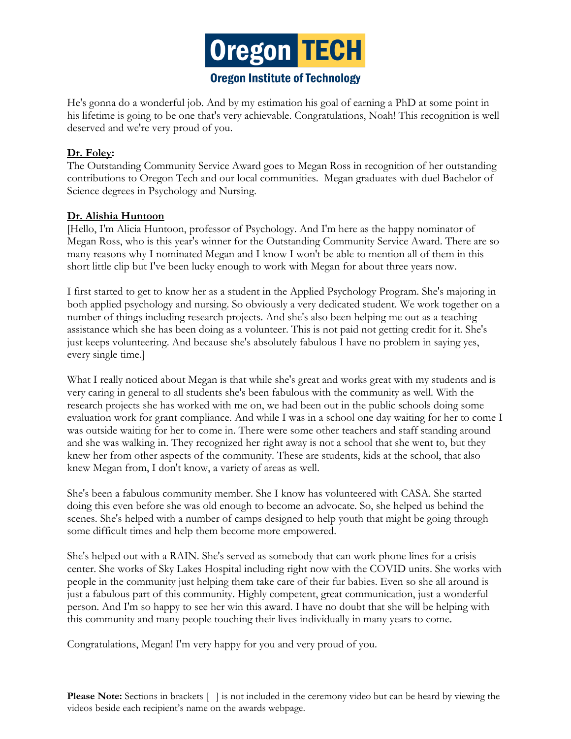He's gonna do a wonderful job. And by my estimation his goal of earning a PhD at some point in his lifetime is going to be one that's very achievable. Congratulations, Noah! This recognition is well deserved and we're very proud of you.

**Dr. Foley:**
The Outstanding Community Service Award goes to Megan Ross in recognition of her outstanding contributions to Oregon Tech and our local communities.  Megan graduates with duel Bachelor of Science degrees in Psychology and Nursing.

**Dr. Alishia Huntoon**
[Hello, I'm Alicia Huntoon, professor of Psychology. And I'm here as the happy nominator of Megan Ross, who is this year's winner for the Outstanding Community Service Award. There are so many reasons why I nominated Megan and I know I won't be able to mention all of them in this short little clip but I've been lucky enough to work with Megan for about three years now.

I first started to get to know her as a student in the Applied Psychology Program. She's majoring in both applied psychology and nursing. So obviously a very dedicated student. We work together on a number of things including research projects. And she's also been helping me out as a teaching assistance which she has been doing as a volunteer. This is not paid not getting credit for it. She's just keeps volunteering. And because she's absolutely fabulous I have no problem in saying yes, every single time.]

What I really noticed about Megan is that while she's great and works great with my students and is very caring in general to all students she's been fabulous with the community as well. With the research projects she has worked with me on, we had been out in the public schools doing some evaluation work for grant compliance. And while I was in a school one day waiting for her to come I was outside waiting for her to come in. There were some other teachers and staff standing around and she was walking in. They recognized her right away is not a school that she went to, but they knew her from other aspects of the community. These are students, kids at the school, that also knew Megan from, I don't know, a variety of areas as well.

She's been a fabulous community member. She I know has volunteered with CASA. She started doing this even before she was old enough to become an advocate. So, she helped us behind the scenes. She's helped with a number of camps designed to help youth that might be going through some difficult times and help them become more empowered.

She's helped out with a RAIN. She's served as somebody that can work phone lines for a crisis center. She works of Sky Lakes Hospital including right now with the COVID units. She works with people in the community just helping them take care of their fur babies. Even so she all around is just a fabulous part of this community. Highly competent, great communication, just a wonderful person. And I'm so happy to see her win this award. I have no doubt that she will be helping with this community and many people touching their lives individually in many years to come.

Congratulations, Megan! I'm very happy for you and very proud of you.

**Please Note:** Sections in brackets [ ] is not included in the ceremony video but can be heard by viewing the videos beside each recipient's name on the awards webpage.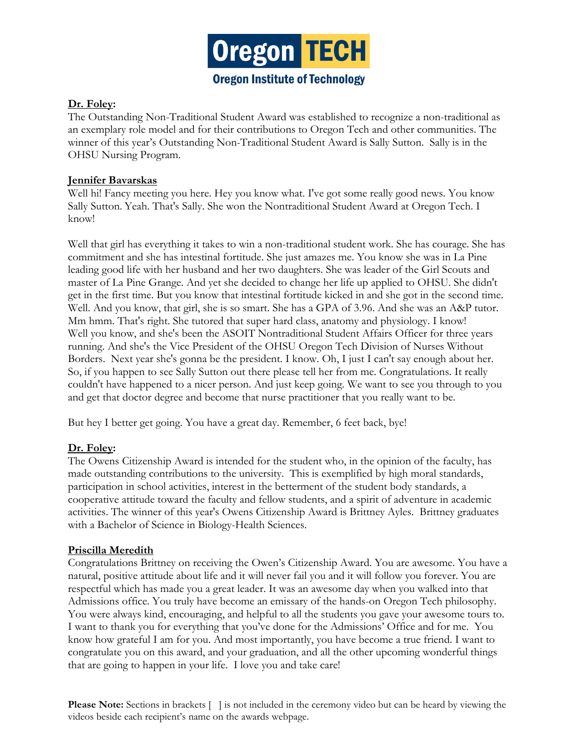**Dr. Foley:**

The Outstanding Non-Traditional Student Award was established to recognize a non-traditional as an exemplary role model and for their contributions to Oregon Tech and other communities. The winner of this year's Outstanding Non-Traditional Student Award is Sally Sutton. Sally is in the OHSU Nursing Program.

**Jennifer Bavarskas**

Well hi! Fancy meeting you here. Hey you know what. I've got some really good news. You know Sally Sutton. Yeah. That's Sally. She won the Nontraditional Student Award at Oregon Tech. I know!

Well that girl has everything it takes to win a non-traditional student work. She has courage. She has commitment and she has intestinal fortitude. She just amazes me. You know she was in La Pine leading good life with her husband and her two daughters. She was leader of the Girl Scouts and master of La Pine Grange. And yet she decided to change her life up applied to OHSU. She didn't get in the first time. But you know that intestinal fortitude kicked in and she got in the second time. Well. And you know, that girl, she is so smart. She has a GPA of 3.96. And she was an A&P tutor. Mm hmm. That's right. She tutored that super hard class, anatomy and physiology. I know! Well you know, and she's been the ASOIT Nontraditional Student Affairs Officer for three years running. And she's the Vice President of the OHSU Oregon Tech Division of Nurses Without Borders. Next year she's gonna be the president. I know. Oh, I just I can't say enough about her. So, if you happen to see Sally Sutton out there please tell her from me. Congratulations. It really couldn't have happened to a nicer person. And just keep going. We want to see you through to you and get that doctor degree and become that nurse practitioner that you really want to be.

But hey I better get going. You have a great day. Remember, 6 feet back, bye!

**Dr. Foley:**

The Owens Citizenship Award is intended for the student who, in the opinion of the faculty, has made outstanding contributions to the university. This is exemplified by high moral standards, participation in school activities, interest in the betterment of the student body standards, a cooperative attitude toward the faculty and fellow students, and a spirit of adventure in academic activities. The winner of this year's Owens Citizenship Award is Brittney Ayles. Brittney graduates with a Bachelor of Science in Biology-Health Sciences.

**Priscilla Meredith**

Congratulations Brittney on receiving the Owen's Citizenship Award. You are awesome. You have a natural, positive attitude about life and it will never fail you and it will follow you forever. You are respectful which has made you a great leader. It was an awesome day when you walked into that Admissions office. You truly have become an emissary of the hands-on Oregon Tech philosophy. You were always kind, encouraging, and helpful to all the students you gave your awesome tours to. I want to thank you for everything that you've done for the Admissions' Office and for me. You know how grateful I am for you. And most importantly, you have become a true friend. I want to congratulate you on this award, and your graduation, and all the other upcoming wonderful things that are going to happen in your life. I love you and take care!

**Please Note:** Sections in brackets [ ] is not included in the ceremony video but can be heard by viewing the videos beside each recipient's name on the awards webpage.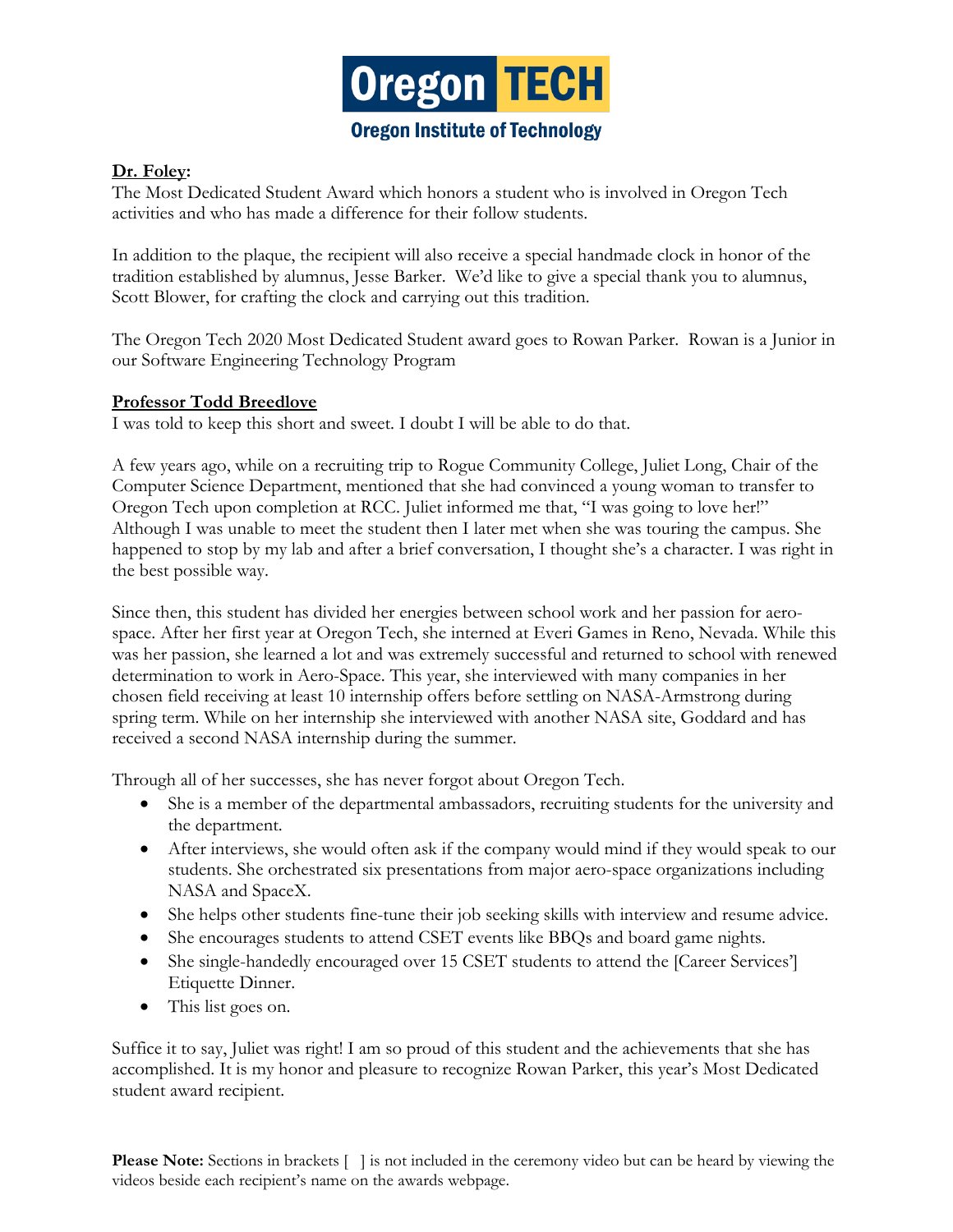Oregon TECH

Oregon Institute of Technology

**Dr. Foley:**

The Most Dedicated Student Award which honors a student who is involved in Oregon Tech activities and who has made a difference for their follow students.

In addition to the plaque, the recipient will also receive a special handmade clock in honor of the tradition established by alumnus, Jesse Barker. We'd like to give a special thank you to alumnus, Scott Blower, for crafting the clock and carrying out this tradition.

The Oregon Tech 2020 Most Dedicated Student award goes to Rowan Parker. Rowan is a Junior in our Software Engineering Technology Program

**Professor Todd Breedlove**

I was told to keep this short and sweet. I doubt I will be able to do that.

A few years ago, while on a recruiting trip to Rogue Community College, Juliet Long, Chair of the Computer Science Department, mentioned that she had convinced a young woman to transfer to Oregon Tech upon completion at RCC. Juliet informed me that, "I was going to love her!" Although I was unable to meet the student then I later met when she was touring the campus. She happened to stop by my lab and after a brief conversation, I thought she's a character. I was right in the best possible way.

Since then, this student has divided her energies between school work and her passion for aero-space. After her first year at Oregon Tech, she interned at Everi Games in Reno, Nevada. While this was her passion, she learned a lot and was extremely successful and returned to school with renewed determination to work in Aero-Space. This year, she interviewed with many companies in her chosen field receiving at least 10 internship offers before settling on NASA-Armstrong during spring term. While on her internship she interviewed with another NASA site, Goddard and has received a second NASA internship during the summer.

Through all of her successes, she has never forgot about Oregon Tech.

- She is a member of the departmental ambassadors, recruiting students for the university and the department.
- After interviews, she would often ask if the company would mind if they would speak to our students. She orchestrated six presentations from major aero-space organizations including NASA and SpaceX.
- She helps other students fine-tune their job seeking skills with interview and resume advice.
- She encourages students to attend CSET events like BBQs and board game nights.
- She single-handedly encouraged over 15 CSET students to attend the [Career Services'] Etiquette Dinner.
- This list goes on.

Suffice it to say, Juliet was right! I am so proud of this student and the achievements that she has accomplished. It is my honor and pleasure to recognize Rowan Parker, this year's Most Dedicated student award recipient.

**Please Note:** Sections in brackets [ ] is not included in the ceremony video but can be heard by viewing the videos beside each recipient's name on the awards webpage.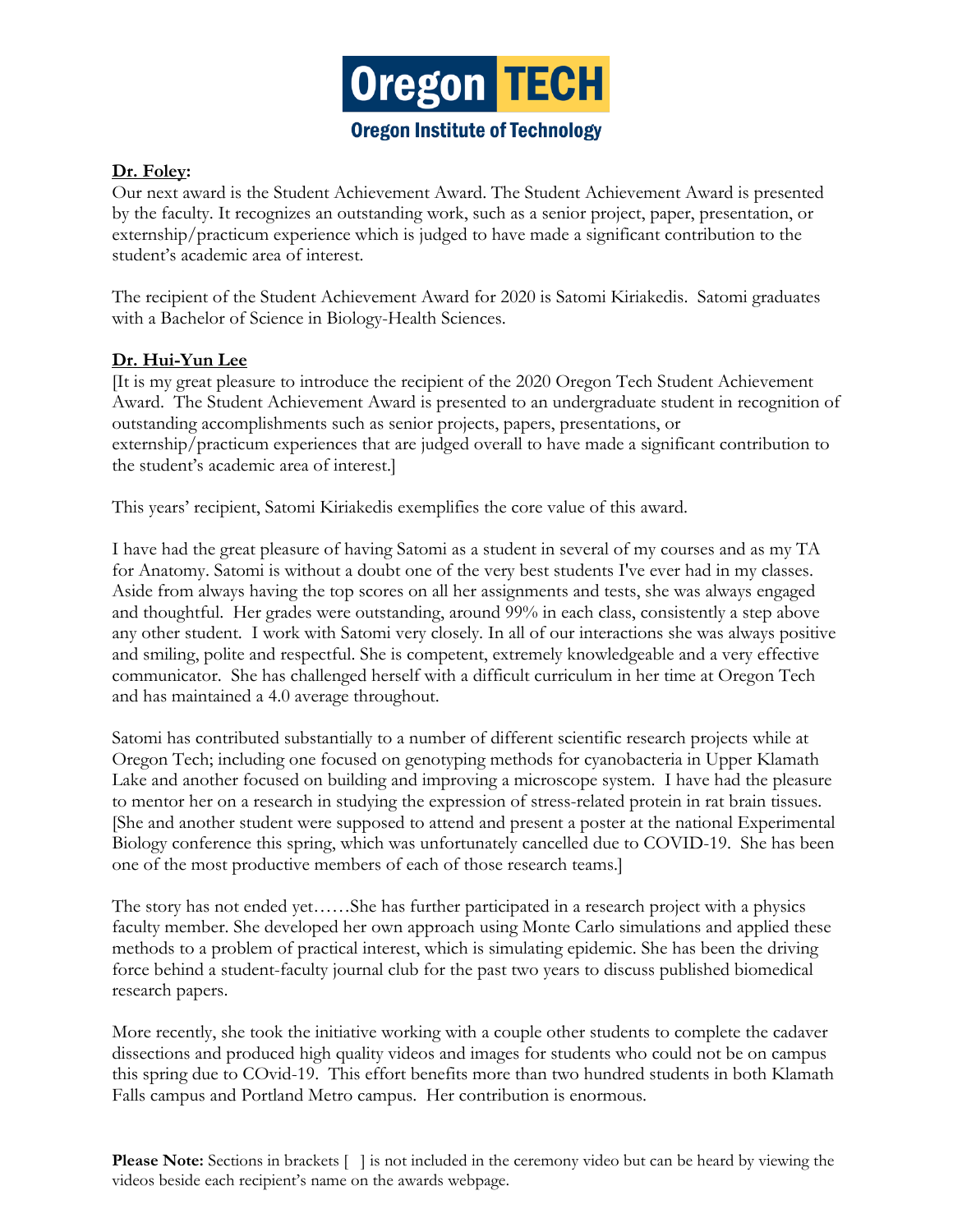# Oregon TECH

## Oregon Institute of Technology

**Dr. Foley:**

Our next award is the Student Achievement Award. The Student Achievement Award is presented by the faculty. It recognizes an outstanding work, such as a senior project, paper, presentation, or externship/practicum experience which is judged to have made a significant contribution to the student's academic area of interest.

The recipient of the Student Achievement Award for 2020 is Satomi Kiriakedis. Satomi graduates with a Bachelor of Science in Biology-Health Sciences.

**Dr. Hui-Yun Lee**

[It is my great pleasure to introduce the recipient of the 2020 Oregon Tech Student Achievement Award. The Student Achievement Award is presented to an undergraduate student in recognition of outstanding accomplishments such as senior projects, papers, presentations, or externship/practicum experiences that are judged overall to have made a significant contribution to the student's academic area of interest.]

This years' recipient, Satomi Kiriakedis exemplifies the core value of this award.

I have had the great pleasure of having Satomi as a student in several of my courses and as my TA for Anatomy. Satomi is without a doubt one of the very best students I've ever had in my classes. Aside from always having the top scores on all her assignments and tests, she was always engaged and thoughtful. Her grades were outstanding, around 99% in each class, consistently a step above any other student. I work with Satomi very closely. In all of our interactions she was always positive and smiling, polite and respectful. She is competent, extremely knowledgeable and a very effective communicator. She has challenged herself with a difficult curriculum in her time at Oregon Tech and has maintained a 4.0 average throughout.

Satomi has contributed substantially to a number of different scientific research projects while at Oregon Tech; including one focused on genotyping methods for cyanobacteria in Upper Klamath Lake and another focused on building and improving a microscope system. I have had the pleasure to mentor her on a research in studying the expression of stress-related protein in rat brain tissues. [She and another student were supposed to attend and present a poster at the national Experimental Biology conference this spring, which was unfortunately cancelled due to COVID-19. She has been one of the most productive members of each of those research teams.]

The story has not ended yet……She has further participated in a research project with a physics faculty member. She developed her own approach using Monte Carlo simulations and applied these methods to a problem of practical interest, which is simulating epidemic. She has been the driving force behind a student-faculty journal club for the past two years to discuss published biomedical research papers.

More recently, she took the initiative working with a couple other students to complete the cadaver dissections and produced high quality videos and images for students who could not be on campus this spring due to COvid-19. This effort benefits more than two hundred students in both Klamath Falls campus and Portland Metro campus. Her contribution is enormous.

**Please Note:** Sections in brackets [ ] is not included in the ceremony video but can be heard by viewing the videos beside each recipient's name on the awards webpage.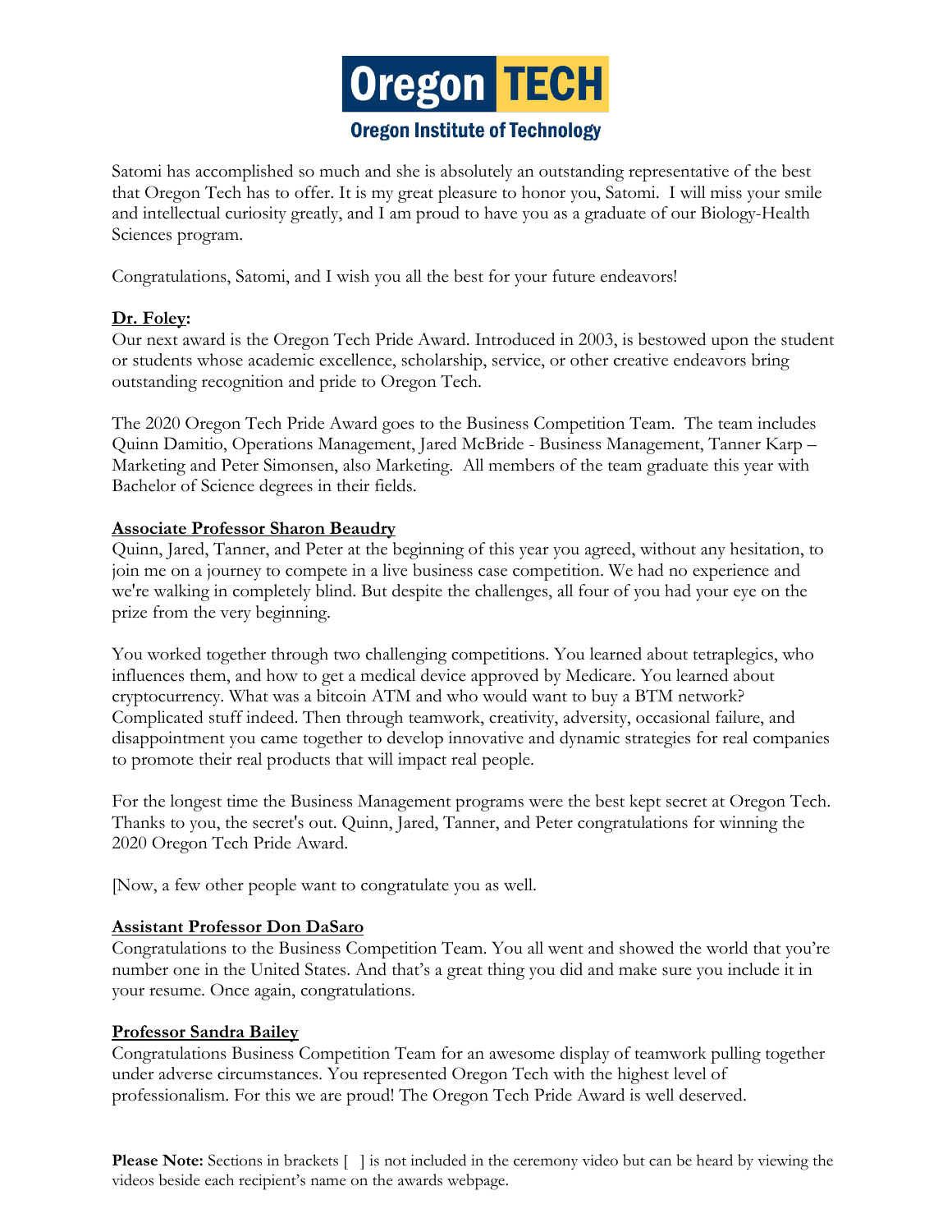Satomi has accomplished so much and she is absolutely an outstanding representative of the best that Oregon Tech has to offer. It is my great pleasure to honor you, Satomi. I will miss your smile and intellectual curiosity greatly, and I am proud to have you as a graduate of our Biology-Health Sciences program.

Congratulations, Satomi, and I wish you all the best for your future endeavors!

**Dr. Foley:**
Our next award is the Oregon Tech Pride Award. Introduced in 2003, is bestowed upon the student or students whose academic excellence, scholarship, service, or other creative endeavors bring outstanding recognition and pride to Oregon Tech.

The 2020 Oregon Tech Pride Award goes to the Business Competition Team. The team includes Quinn Damitio, Operations Management, Jared McBride - Business Management, Tanner Karp – Marketing and Peter Simonsen, also Marketing. All members of the team graduate this year with Bachelor of Science degrees in their fields.

**Associate Professor Sharon Beaudry**
Quinn, Jared, Tanner, and Peter at the beginning of this year you agreed, without any hesitation, to join me on a journey to compete in a live business case competition. We had no experience and we're walking in completely blind. But despite the challenges, all four of you had your eye on the prize from the very beginning.

You worked together through two challenging competitions. You learned about tetraplegics, who influences them, and how to get a medical device approved by Medicare. You learned about cryptocurrency. What was a bitcoin ATM and who would want to buy a BTM network? Complicated stuff indeed. Then through teamwork, creativity, adversity, occasional failure, and disappointment you came together to develop innovative and dynamic strategies for real companies to promote their real products that will impact real people.

For the longest time the Business Management programs were the best kept secret at Oregon Tech. Thanks to you, the secret's out. Quinn, Jared, Tanner, and Peter congratulations for winning the 2020 Oregon Tech Pride Award.

[Now, a few other people want to congratulate you as well.

**Assistant Professor Don DaSaro**
Congratulations to the Business Competition Team. You all went and showed the world that you're number one in the United States. And that's a great thing you did and make sure you include it in your resume. Once again, congratulations.

**Professor Sandra Bailey**
Congratulations Business Competition Team for an awesome display of teamwork pulling together under adverse circumstances. You represented Oregon Tech with the highest level of professionalism. For this we are proud! The Oregon Tech Pride Award is well deserved.

**Please Note:** Sections in brackets [ ] is not included in the ceremony video but can be heard by viewing the videos beside each recipient's name on the awards webpage.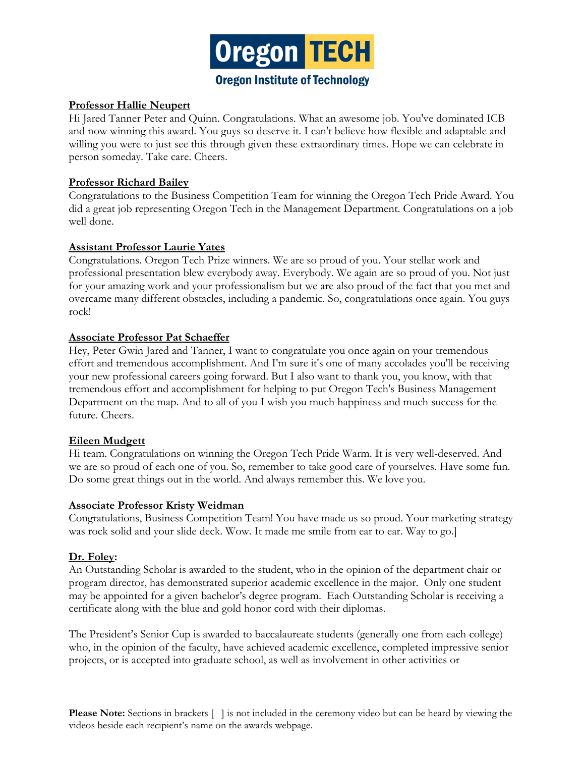**Professor Hallie Neupert**

Hi Jared Tanner Peter and Quinn. Congratulations. What an awesome job. You've dominated ICB and now winning this award. You guys so deserve it. I can't believe how flexible and adaptable and willing you were to just see this through given these extraordinary times. Hope we can celebrate in person someday. Take care. Cheers.

**Professor Richard Bailey**

Congratulations to the Business Competition Team for winning the Oregon Tech Pride Award. You did a great job representing Oregon Tech in the Management Department. Congratulations on a job well done.

**Assistant Professor Laurie Yates**

Congratulations. Oregon Tech Prize winners. We are so proud of you. Your stellar work and professional presentation blew everybody away. Everybody. We again are so proud of you. Not just for your amazing work and your professionalism but we are also proud of the fact that you met and overcame many different obstacles, including a pandemic. So, congratulations once again. You guys rock!

**Associate Professor Pat Schaeffer**

Hey, Peter Gwin Jared and Tanner, I want to congratulate you once again on your tremendous effort and tremendous accomplishment. And I'm sure it's one of many accolades you'll be receiving your new professional careers going forward. But I also want to thank you, you know, with that tremendous effort and accomplishment for helping to put Oregon Tech's Business Management Department on the map. And to all of you I wish you much happiness and much success for the future. Cheers.

**Eileen Mudgett**

Hi team. Congratulations on winning the Oregon Tech Pride Warm. It is very well-deserved. And we are so proud of each one of you. So, remember to take good care of yourselves. Have some fun. Do some great things out in the world. And always remember this. We love you.

**Associate Professor Kristy Weidman**

Congratulations, Business Competition Team! You have made us so proud. Your marketing strategy was rock solid and your slide deck. Wow. It made me smile from ear to ear. Way to go.]

**Dr. Foley:**

An Outstanding Scholar is awarded to the student, who in the opinion of the department chair or program director, has demonstrated superior academic excellence in the major. Only one student may be appointed for a given bachelor's degree program. Each Outstanding Scholar is receiving a certificate along with the blue and gold honor cord with their diplomas.

The President's Senior Cup is awarded to baccalaureate students (generally one from each college) who, in the opinion of the faculty, have achieved academic excellence, completed impressive senior projects, or is accepted into graduate school, as well as involvement in other activities or

**Please Note:** Sections in brackets [ ] is not included in the ceremony video but can be heard by viewing the videos beside each recipient's name on the awards webpage.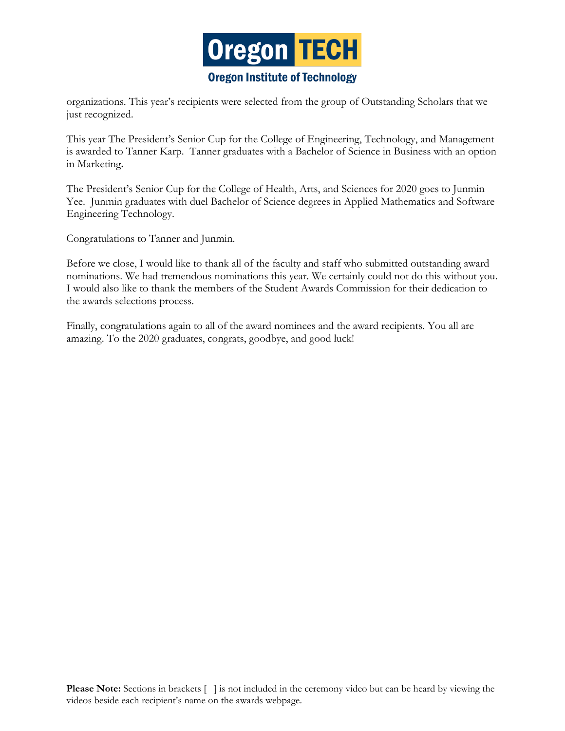organizations. This year's recipients were selected from the group of Outstanding Scholars that we just recognized.

This year The President's Senior Cup for the College of Engineering, Technology, and Management is awarded to Tanner Karp. Tanner graduates with a Bachelor of Science in Business with an option in Marketing**.**

The President's Senior Cup for the College of Health, Arts, and Sciences for 2020 goes to Junmin Yee. Junmin graduates with duel Bachelor of Science degrees in Applied Mathematics and Software Engineering Technology.

Congratulations to Tanner and Junmin.

Before we close, I would like to thank all of the faculty and staff who submitted outstanding award nominations. We had tremendous nominations this year. We certainly could not do this without you. I would also like to thank the members of the Student Awards Commission for their dedication to the awards selections process.

Finally, congratulations again to all of the award nominees and the award recipients. You all are amazing. To the 2020 graduates, congrats, goodbye, and good luck!

**Please Note:** Sections in brackets [ ] is not included in the ceremony video but can be heard by viewing the videos beside each recipient's name on the awards webpage.